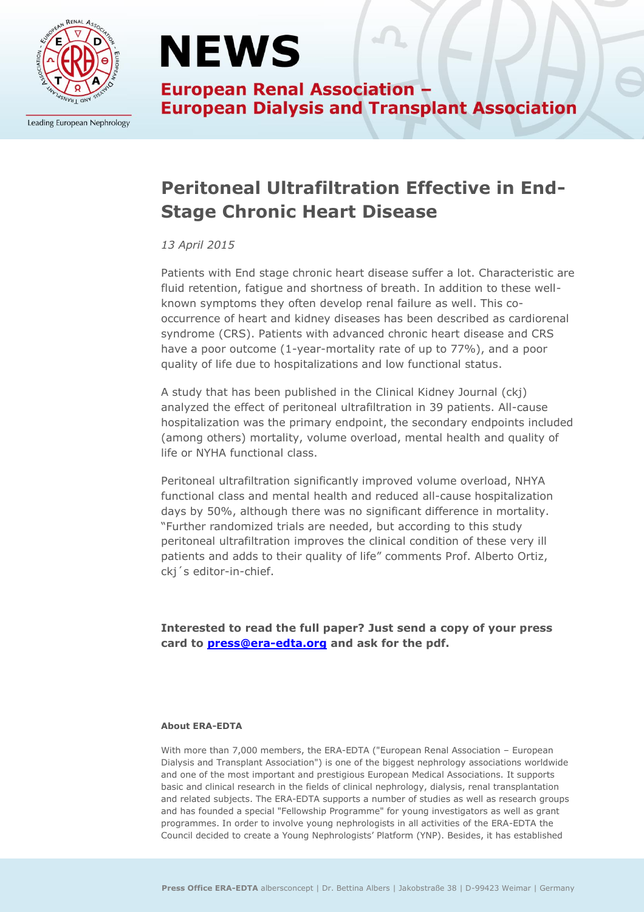# NEWS

**European Renal Association – European Dialysis and Transplant Association**

Leading European Nephrology

## Peritoneal Ultrafiltration Effective in End-Stage Chronic Heart Disease

*13 April 2015*

Patients with End stage chronic heart disease suffer a lot. Characteristic are fluid retention, fatigue and shortness of breath. In addition to these well-known symptoms they often develop renal failure as well. This co-occurrence of heart and kidney diseases has been described as cardiorenal syndrome (CRS). Patients with advanced chronic heart disease and CRS have a poor outcome (1-year-mortality rate of up to 77%), and a poor quality of life due to hospitalizations and low functional status.

A study that has been published in the Clinical Kidney Journal (ckj) analyzed the effect of peritoneal ultrafiltration in 39 patients. All-cause hospitalization was the primary endpoint, the secondary endpoints included (among others) mortality, volume overload, mental health and quality of life or NYHA functional class.

Peritoneal ultrafiltration significantly improved volume overload, NHYA functional class and mental health and reduced all-cause hospitalization days by 50%, although there was no significant difference in mortality. "Further randomized trials are needed, but according to this study peritoneal ultrafiltration improves the clinical condition of these very ill patients and adds to their quality of life" comments Prof. Alberto Ortiz, ckj´s editor-in-chief.

**Interested to read the full paper? Just send a copy of your press card to [press@era-edta.org](mailto:press@era-edta.org) and ask for the pdf.**

#### About ERA-EDTA

With more than 7,000 members, the ERA-EDTA ("European Renal Association – European Dialysis and Transplant Association") is one of the biggest nephrology associations worldwide and one of the most important and prestigious European Medical Associations. It supports basic and clinical research in the fields of clinical nephrology, dialysis, renal transplantation and related subjects. The ERA-EDTA supports a number of studies as well as research groups and has founded a special "Fellowship Programme" for young investigators as well as grant programmes. In order to involve young nephrologists in all activities of the ERA-EDTA the Council decided to create a Young Nephrologists' Platform (YNP). Besides, it has established

**Press Office ERA-EDTA** altersconcept | Dr. Bettina Albers | Jakobstraße 38 | D-99423 Weimar | Germany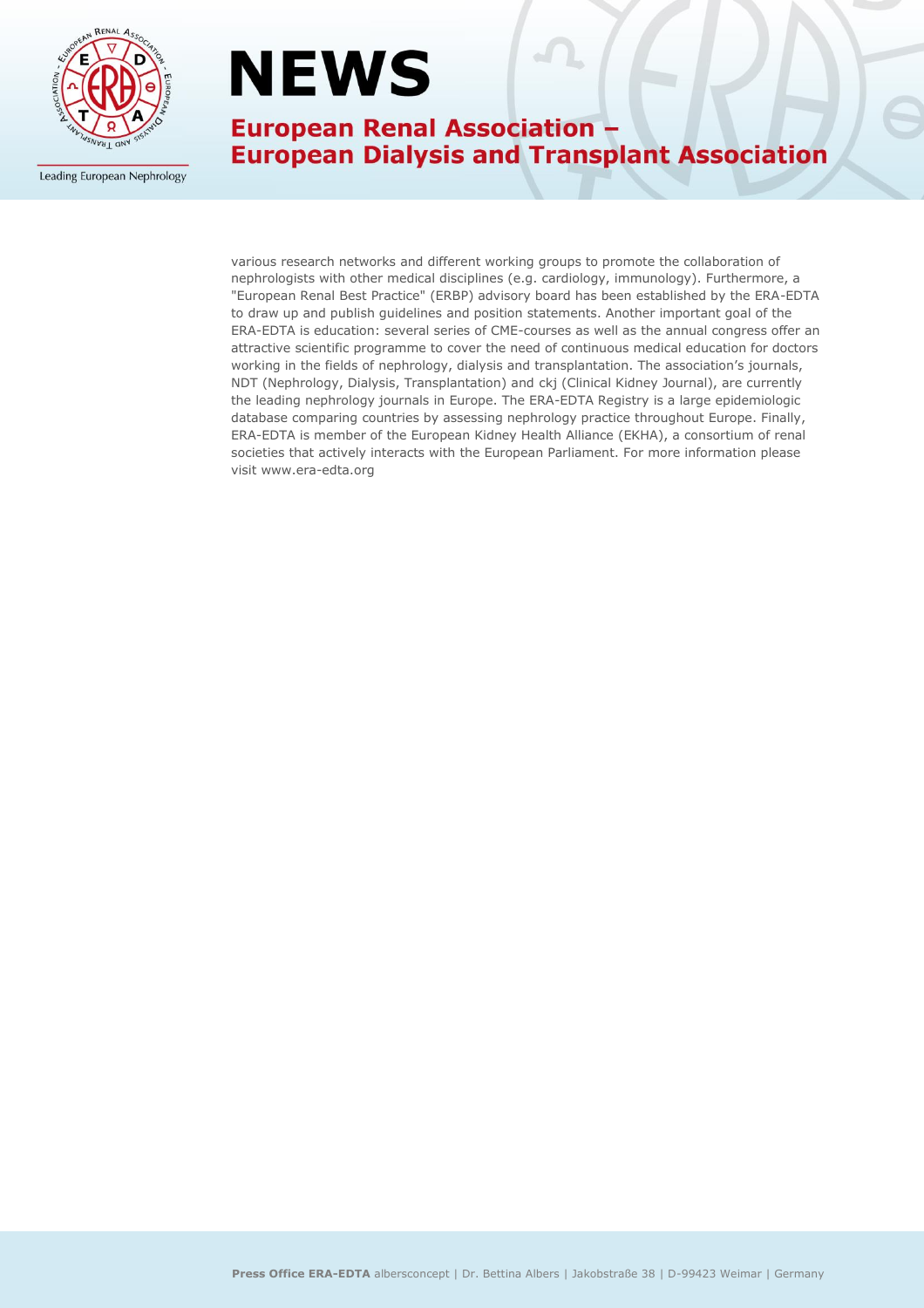various research networks and different working groups to promote the collaboration of nephrologists with other medical disciplines (e.g. cardiology, immunology). Furthermore, a "European Renal Best Practice" (ERBP) advisory board has been established by the ERA-EDTA to draw up and publish guidelines and position statements. Another important goal of the ERA-EDTA is education: several series of CME-courses as well as the annual congress offer an attractive scientific programme to cover the need of continuous medical education for doctors working in the fields of nephrology, dialysis and transplantation. The association's journals, NDT (Nephrology, Dialysis, Transplantation) and ckj (Clinical Kidney Journal), are currently the leading nephrology journals in Europe. The ERA-EDTA Registry is a large epidemiologic database comparing countries by assessing nephrology practice throughout Europe. Finally, ERA-EDTA is member of the European Kidney Health Alliance (EKHA), a consortium of renal societies that actively interacts with the European Parliament. For more information please visit www.era-edta.org